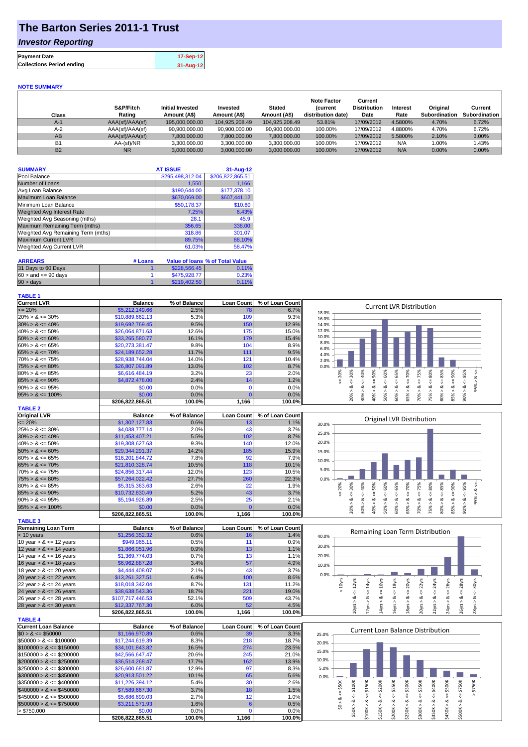# The Barton Series 2011-1 Trust

## *Investor Reporting*

| **Payment Date** | 17-Sep-12 |
|---|---|
| **Collections Period ending** | 31-Aug-12 |

**NOTE SUMMARY**

| Class | S&P/Fitch Rating | Initial Invested Amount (A$) | Invested Amount (A$) | Stated Amount (A$) | Note Factor (current distribution date) | Current Distribution Date | Interest Rate | Original Subordination | Current Subordination |
|---|---|---|---|---|---|---|---|---|---|
| A-1 | AAA(sf)/AAA(sf) | 195,000,000.00 | 104,925,208.49 | 104,925,208.49 | 53.81% | 17/09/2012 | 4.5800% | 4.70% | 6.72% |
| A-2 | AAA(sf)/AAA(sf) | 90,900,000.00 | 90,900,000.00 | 90,900,000.00 | 100.00% | 17/09/2012 | 4.8800% | 4.70% | 6.72% |
| AB | AAA(sf)/AAA(sf) | 7,800,000.00 | 7,800,000.00 | 7,800,000.00 | 100.00% | 17/09/2012 | 5.5800% | 2.10% | 3.00% |
| B1 | AA-(sf)/NR | 3,300,000.00 | 3,300,000.00 | 3,300,000.00 | 100.00% | 17/09/2012 | N/A | 1.00% | 1.43% |
| B2 | NR | 3,000,000.00 | 3,000,000.00 | 3,000,000.00 | 100.00% | 17/09/2012 | N/A | 0.00% | 0.00% |

| **SUMMARY** | **AT ISSUE** | **31-Aug-12** |
|---|---|---|
| Pool Balance | $295,498,312.04 | $206,822,865.51 |
| Number of Loans | 1,550 | 1,166 |
| Avg Loan Balance | $190,644.00 | $177,378.10 |
| Maximum Loan Balance | $670,069.00 | $607,441.12 |
| Minimum Loan Balance | $50,178.37 | $10.60 |
| Weighted Avg Interest Rate | 7.25% | 6.43% |
| Weighted Avg Seasoning (mths) | 28.1 | 45.9 |
| Maximum Remaining Term (mths) | 356.65 | 338.00 |
| Weighted Avg Remaining Term (mths) | 318.86 | 301.07 |
| Maximum Current LVR | 89.75% | 88.10% |
| Weighted Avg Current LVR | 61.03% | 58.47% |

| **ARREARS** | **# Loans** | **Value of loans** | **% of Total Value** |
|---|---|---|---|
| 31 Days to 60 Days | 1 | $228,566.45 | 0.11% |
| $60 >$ and $<= 90$ days | 1 | $475,928.77 | 0.23% |
| $90 >$ days | 1 | $219,402.50 | 0.11% |

**TABLE 1**

| Current LVR | Balance | % of Balance | Loan Count | % of Loan Count |
|---|---|---|---|---|
| <= 20% | $5,212,149.66 | 2.5% | 78 | 6.7% |
| 20% > & <= 30% | $10,889,662.13 | 5.3% | 109 | 9.3% |
| 30% > & <= 40% | $19,692,769.45 | 9.5% | 150 | 12.9% |
| 40% > & <= 50% | $26,064,871.63 | 12.6% | 175 | 15.0% |
| 50% > & <= 60% | $33,265,580.77 | 16.1% | 179 | 15.4% |
| 60% > & <= 65% | $20,273,381.47 | 9.8% | 104 | 8.9% |
| 65% > & <= 70% | $24,189,652.28 | 11.7% | 111 | 9.5% |
| 70% > & <= 75% | $28,938,744.04 | 14.0% | 121 | 10.4% |
| 75% > & <= 80% | $26,807,091.89 | 13.0% | 102 | 8.7% |
| 80% > & <= 85% | $6,616,484.19 | 3.2% | 23 | 2.0% |
| 85% > & <= 90% | $4,872,478.00 | 2.4% | 14 | 1.2% |
| 90% > & <= 95% | $0.00 | 0.0% | 0 | 0.0% |
| 95% > & <= 100% | $0.00 | 0.0% | 0 | 0.0% |
| | **$206,822,865.51** | **100.0%** | **1,166** | **100.0%** |

**TABLE 2**

| Original LVR | Balance | % of Balance | Loan Count | % of Loan Count |
|---|---|---|---|---|
| <= 20% | $1,302,127.83 | 0.6% | 13 | 1.1% |
| 25% > & <= 30% | $4,038,777.14 | 2.0% | 43 | 3.7% |
| 30% > & <= 40% | $11,453,407.21 | 5.5% | 102 | 8.7% |
| 40% > & <= 50% | $19,308,627.63 | 9.3% | 140 | 12.0% |
| 50% > & <= 60% | $29,344,291.37 | 14.2% | 185 | 15.9% |
| 60% > & <= 65% | $16,201,844.72 | 7.8% | 92 | 7.9% |
| 65% > & <= 70% | $21,810,328.74 | 10.5% | 118 | 10.1% |
| 70% > & <= 75% | $24,856,317.44 | 12.0% | 123 | 10.5% |
| 75% > & <= 80% | $57,264,022.42 | 27.7% | 260 | 22.3% |
| 80% > & <= 85% | $5,315,363.63 | 2.6% | 22 | 1.9% |
| 85% > & <= 90% | $10,732,830.49 | 5.2% | 43 | 3.7% |
| 90% > & <= 95% | $5,194,926.89 | 2.5% | 25 | 2.1% |
| 95% > & <= 100% | $0.00 | 0.0% | 0 | 0.0% |
| | **$206,822,865.51** | **100.0%** | **1,166** | **100.0%** |

**TABLE 3**

| Remaining Loan Term | Balance | % of Balance | Loan Count | % of Loan Count |
|---|---|---|---|---|
| < 10 years | $1,256,352.32 | 0.6% | 16 | 1.4% |
| 10 year > & <= 12 years | $949,965.11 | 0.5% | 11 | 0.9% |
| 12 year > & <= 14 years | $1,866,051.96 | 0.9% | 13 | 1.1% |
| 14 year > & <= 16 years | $1,369,774.03 | 0.7% | 13 | 1.1% |
| 16 year > & <= 18 years | $6,962,887.28 | 3.4% | 57 | 4.9% |
| 18 year > & <= 20 years | $4,444,408.07 | 2.1% | 43 | 3.7% |
| 20 year > & <= 22 years | $13,261,327.51 | 6.4% | 100 | 8.6% |
| 22 year > & <= 24 years | $18,018,342.04 | 8.7% | 131 | 11.2% |
| 24 year > & <= 26 years | $38,638,543.36 | 18.7% | 221 | 19.0% |
| 26 year > & <= 28 years | $107,717,446.53 | 52.1% | 509 | 43.7% |
| 28 year > & <= 30 years | $12,337,767.30 | 6.0% | 52 | 4.5% |
| | **$206,822,865.51** | **100.0%** | **1,166** | **100.0%** |

**TABLE 4**

| Current Loan Balance | Balance | % of Balance | Loan Count | % of Loan Count |
|---|---|---|---|---|
| $0 > & <= $50000 | $1,166,970.89 | 0.6% | 39 | 3.3% |
| $50000 > & <= $100000 | $17,244,619.39 | 8.3% | 218 | 18.7% |
| $100000 > & <= $150000 | $34,101,843.82 | 16.5% | 274 | 23.5% |
| $150000 > & <= $200000 | $42,566,647.47 | 20.6% | 245 | 21.0% |
| $200000 > & <= $250000 | $36,514,268.47 | 17.7% | 162 | 13.9% |
| $250000 > & <= $300000 | $26,600,681.87 | 12.9% | 97 | 8.3% |
| $300000 > & <= $350000 | $20,913,501.22 | 10.1% | 65 | 5.6% |
| $350000 > & <= $400000 | $11,226,394.12 | 5.4% | 30 | 2.6% |
| $400000 > & <= $450000 | $7,589,667.30 | 3.7% | 18 | 1.5% |
| $450000 > & <= $500000 | $5,686,699.03 | 2.7% | 12 | 1.0% |
| $500000 > & <= $750000 | $3,211,571.93 | 1.6% | 6 | 0.5% |
| > $750,000 | $0.00 | 0.0% | 0 | 0.0% |
| | **$206,822,865.51** | **100.0%** | **1,166** | **100.0%** |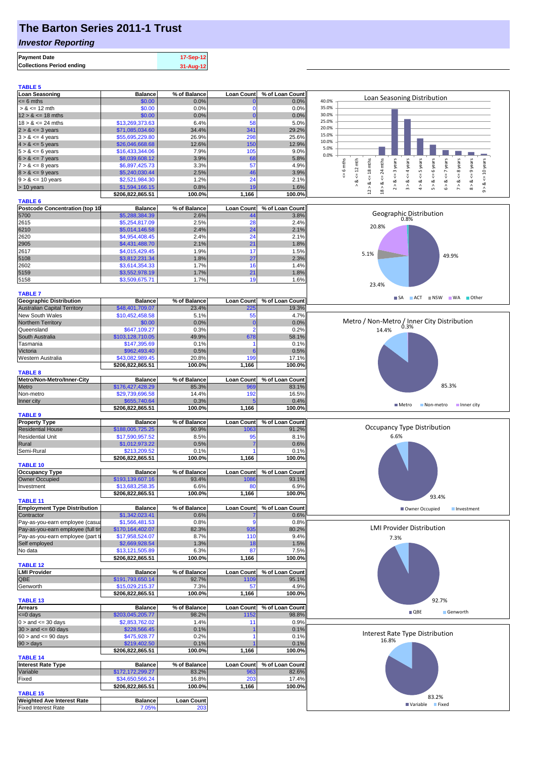# The Barton Series 2011-1 Trust

## *Investor Reporting*

| | |
|---|---|
| **Payment Date** | 17-Sep-12 |
| **Collections Period ending** | 31-Aug-12 |

**TABLE 5**

| Loan Seasoning | Balance | % of Balance | Loan Count | % of Loan Count |
|---|---|---|---|---|
| <= 6 mths | $0.00 | 0.0% | 0 | 0.0% |
| > & <= 12 mth | $0.00 | 0.0% | 0 | 0.0% |
| 12 > & <= 18 mths | $0.00 | 0.0% | 0 | 0.0% |
| 18 > & <= 24 mths | $13,269,373.63 | 6.4% | 58 | 5.0% |
| 2 > & <= 3 years | $71,085,034.60 | 34.4% | 341 | 29.2% |
| 3 > & <= 4 years | $55,695,229.80 | 26.9% | 298 | 25.6% |
| 4 > & <= 5 years | $26,046,668.68 | 12.6% | 150 | 12.9% |
| 5 > & <= 6 years | $16,433,344.06 | 7.9% | 105 | 9.0% |
| 6 > & <= 7 years | $8,039,608.12 | 3.9% | 68 | 5.8% |
| 7 > & <= 8 years | $6,897,425.73 | 3.3% | 57 | 4.9% |
| 8 > & <= 9 years | $5,240,030.44 | 2.5% | 46 | 3.9% |
| 9 > & <= 10 years | $2,521,984.30 | 1.2% | 24 | 2.1% |
| > 10 years | $1,594,166.15 | 0.8% | 19 | 1.6% |
| | $206,822,865.51 | 100.0% | 1,166 | 100.0% |

Loan Seasoning Distribution
40.0%
35.0%
30.0%
25.0%
20.0%
15.0%
10.0%
5.0%
0.0%
<= 6 mths
> & <= 12 mth
12 > & <= 18 mths
18 > & <= 24 mths
2 > & <= 3 years
3 > & <= 4 years
4 > & <= 5 years
5 > & <= 6 years
6 > & <= 7 years
7 > & <= 8 years
8 > & <= 9 years
9 > & <= 10 years

**TABLE 6**

| Postcode Concentration (top 10) | Balance | % of Balance | Loan Count | % of Loan Count |
|---|---|---|---|---|
| 5700 | $5,288,384.39 | 2.6% | 44 | 3.8% |
| 2615 | $5,254,817.09 | 2.5% | 28 | 2.4% |
| 6210 | $5,014,146.58 | 2.4% | 24 | 2.1% |
| 2620 | $4,954,408.45 | 2.4% | 24 | 2.1% |
| 2905 | $4,431,488.70 | 2.1% | 21 | 1.8% |
| 2617 | $4,015,429.45 | 1.9% | 17 | 1.5% |
| 5108 | $3,812,231.34 | 1.8% | 27 | 2.3% |
| 2602 | $3,614,354.33 | 1.7% | 16 | 1.4% |
| 5159 | $3,552,978.19 | 1.7% | 21 | 1.8% |
| 5158 | $3,509,675.71 | 1.7% | 19 | 1.6% |

Geographic Distribution
0.8%
20.8%
5.1%
49.9%
23.4%
SA ACT NSW WA Other

**TABLE 7**

| Geographic Distribution | Balance | % of Balance | Loan Count | % of Loan Count |
|---|---|---|---|---|
| Australian Capital Territory | $48,401,709.07 | 23.4% | 225 | 19.3% |
| New South Wales | $10,452,458.58 | 5.1% | 55 | 4.7% |
| Northern Territory | $0.00 | 0.0% | 0 | 0.0% |
| Queensland | $647,109.27 | 0.3% | 2 | 0.2% |
| South Australia | $103,128,710.05 | 49.9% | 678 | 58.1% |
| Tasmania | $147,395.69 | 0.1% | 1 | 0.1% |
| Victoria | $962,493.40 | 0.5% | 6 | 0.5% |
| Western Australia | $43,082,989.45 | 20.8% | 199 | 17.1% |
| | $206,822,865.51 | 100.0% | 1,166 | 100.0% |

Metro / Non-Metro / Inner City Distribution
0.3%
14.4%
85.3%
Metro Non-metro Inner city

**TABLE 8**

| Metro/Non-Metro/Inner-City | Balance | % of Balance | Loan Count | % of Loan Count |
|---|---|---|---|---|
| Metro | $176,427,428.29 | 85.3% | 969 | 83.1% |
| Non-metro | $29,739,696.58 | 14.4% | 192 | 16.5% |
| Inner city | $655,740.64 | 0.3% | 5 | 0.4% |
| | $206,822,865.51 | 100.0% | 1,166 | 100.0% |

**TABLE 9**

| Property Type | Balance | % of Balance | Loan Count | % of Loan Count |
|---|---|---|---|---|
| Residential House | $188,005,725.25 | 90.9% | 1063 | 91.2% |
| Residential Unit | $17,590,957.52 | 8.5% | 95 | 8.1% |
| Rural | $1,012,973.22 | 0.5% | 7 | 0.6% |
| Semi-Rural | $213,209.52 | 0.1% | 1 | 0.1% |
| | $206,822,865.51 | 100.0% | 1,166 | 100.0% |

Occupancy Type Distribution
6.6%
93.4%
Owner Occupied Investment

**TABLE 10**

| Occupancy Type | Balance | % of Balance | Loan Count | % of Loan Count |
|---|---|---|---|---|
| Owner Occupied | $193,139,607.16 | 93.4% | 1086 | 93.1% |
| Investment | $13,683,258.35 | 6.6% | 80 | 6.9% |
| | $206,822,865.51 | 100.0% | 1,166 | 100.0% |

**TABLE 11**

| Employment Type Distribution | Balance | % of Balance | Loan Count | % of Loan Count |
|---|---|---|---|---|
| Contractor | $1,342,023.41 | 0.6% | 7 | 0.6% |
| Pay-as-you-earn employee (casua | $1,566,481.53 | 0.8% | 9 | 0.8% |
| Pay-as-you-earn employee (full tir | $170,164,402.07 | 82.3% | 935 | 80.2% |
| Pay-as-you-earn employee (part ti | $17,958,524.07 | 8.7% | 110 | 9.4% |
| Self employed | $2,669,928.54 | 1.3% | 18 | 1.5% |
| No data | $13,121,505.89 | 6.3% | 87 | 7.5% |
| | $206,822,865.51 | 100.0% | 1,166 | 100.0% |

LMI Provider Distribution
7.3%
92.7%
QBE Genworth

**TABLE 12**

| LMI Provider | Balance | % of Balance | Loan Count | % of Loan Count |
|---|---|---|---|---|
| QBE | $191,793,650.14 | 92.7% | 1109 | 95.1% |
| Genworth | $15,029,215.37 | 7.3% | 57 | 4.9% |
| | $206,822,865.51 | 100.0% | 1,166 | 100.0% |

**TABLE 13**

| Arrears | Balance | % of Balance | Loan Count | % of Loan Count |
|---|---|---|---|---|
| <=0 days | $203,045,205.77 | 98.2% | 1152 | 98.8% |
| 0 > and <= 30 days | $2,853,762.02 | 1.4% | 11 | 0.9% |
| 30 > and <= 60 days | $228,566.45 | 0.1% | 1 | 0.1% |
| 60 > and <= 90 days | $475,928.77 | 0.2% | 1 | 0.1% |
| 90 > days | $219,402.50 | 0.1% | 1 | 0.1% |
| | $206,822,865.51 | 100.0% | 1,166 | 100.0% |

Interest Rate Type Distribution
16.8%
83.2%
Variable Fixed

**TABLE 14**

| Interest Rate Type | Balance | % of Balance | Loan Count | % of Loan Count |
|---|---|---|---|---|
| Variable | $172,172,299.27 | 83.2% | 963 | 82.6% |
| Fixed | $34,650,566.24 | 16.8% | 203 | 17.4% |
| | $206,822,865.51 | 100.0% | 1,166 | 100.0% |

**TABLE 15**

| Weighted Ave Interest Rate | Balance | Loan Count |
|---|---|---|
| Fixed Interest Rate | 7.05% | 203 |